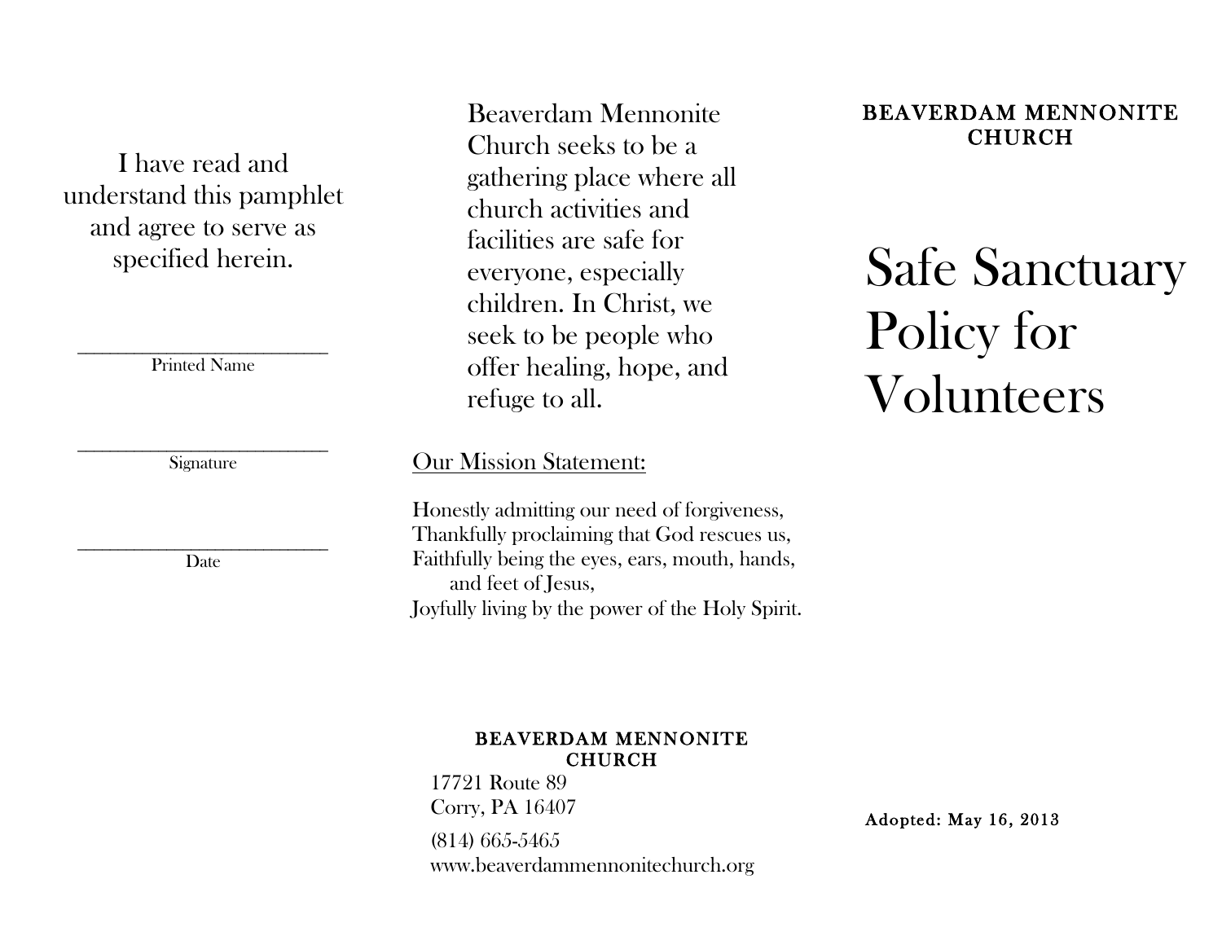I have read and understand this pamphlet and agree to serve as specified herein.

\_\_\_\_\_\_\_\_\_\_\_\_\_\_\_\_\_\_\_\_\_\_\_\_\_\_
Printed Name

\_\_\_\_\_\_\_\_\_\_\_\_\_\_\_\_\_\_\_\_\_\_\_\_\_\_
Signature

\_\_\_\_\_\_\_\_\_\_\_\_\_\_\_\_\_\_\_\_\_\_\_\_\_\_
Date

Beaverdam Mennonite Church seeks to be a gathering place where all church activities and facilities are safe for everyone, especially children. In Christ, we seek to be people who offer healing, hope, and refuge to all.

Our Mission Statement:

Honestly admitting our need of forgiveness,
Thankfully proclaiming that God rescues us,
Faithfully being the eyes, ears, mouth, hands, and feet of Jesus,
Joyfully living by the power of the Holy Spirit.

**BEAVERDAM MENNONITE CHURCH**
17721 Route 89
Corry, PA 16407
(814) 665-5465
www.beaverdammennonitechurch.org

**BEAVERDAM MENNONITE CHURCH**

# Safe Sanctuary Policy for Volunteers

Adopted: May 16, 2013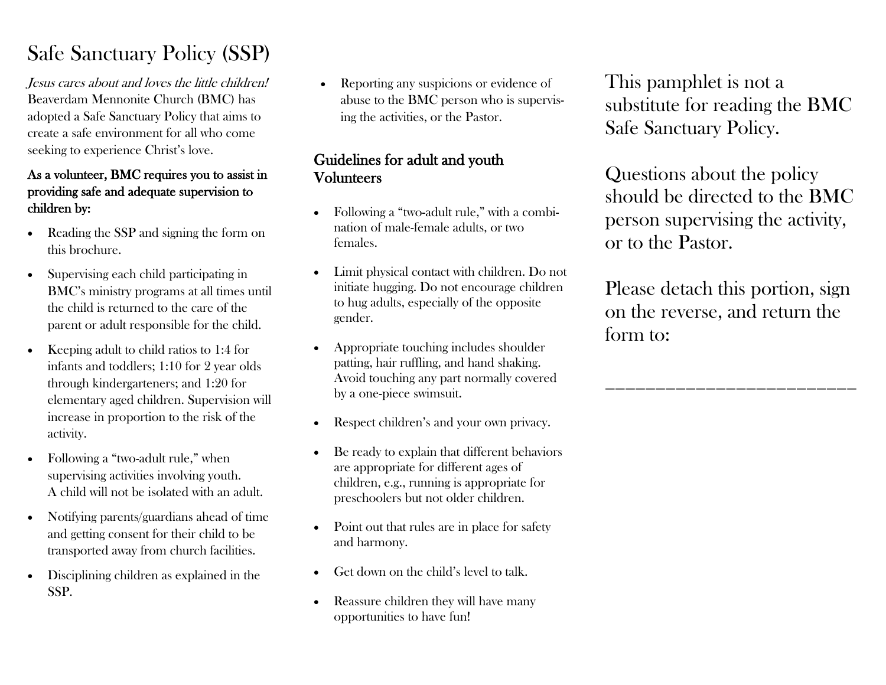# Safe Sanctuary Policy (SSP)

*Jesus cares about and loves the little children!* Beaverdam Mennonite Church (BMC) has adopted a Safe Sanctuary Policy that aims to create a safe environment for all who come seeking to experience Christ's love.

**As a volunteer, BMC requires you to assist in providing safe and adequate supervision to children by:**

- Reading the SSP and signing the form on this brochure.
- Supervising each child participating in BMC's ministry programs at all times until the child is returned to the care of the parent or adult responsible for the child.
- Keeping adult to child ratios to 1:4 for infants and toddlers; 1:10 for 2 year olds through kindergarteners; and 1:20 for elementary aged children. Supervision will increase in proportion to the risk of the activity.
- Following a "two-adult rule," when supervising activities involving youth. A child will not be isolated with an adult.
- Notifying parents/guardians ahead of time and getting consent for their child to be transported away from church facilities.
- Disciplining children as explained in the SSP.
- Reporting any suspicions or evidence of abuse to the BMC person who is supervising the activities, or the Pastor.

## Guidelines for adult and youth Volunteers

- Following a "two-adult rule," with a combination of male-female adults, or two females.
- Limit physical contact with children. Do not initiate hugging. Do not encourage children to hug adults, especially of the opposite gender.
- Appropriate touching includes shoulder patting, hair ruffling, and hand shaking. Avoid touching any part normally covered by a one-piece swimsuit.
- Respect children's and your own privacy.
- Be ready to explain that different behaviors are appropriate for different ages of children, e.g., running is appropriate for preschoolers but not older children.
- Point out that rules are in place for safety and harmony.
- Get down on the child's level to talk.
- Reassure children they will have many opportunities to have fun!

This pamphlet is not a substitute for reading the BMC Safe Sanctuary Policy.

Questions about the policy should be directed to the BMC person supervising the activity, or to the Pastor.

Please detach this portion, sign on the reverse, and return the form to:

_________________________